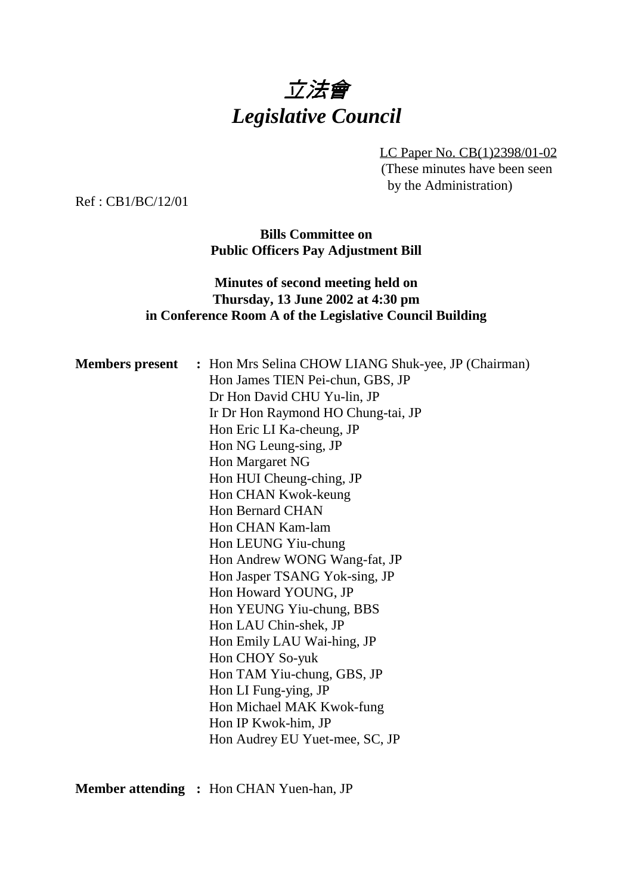# 立法會
# *Legislative Council*

LC Paper No. CB(1)2398/01-02
(These minutes have been seen by the Administration)

Ref : CB1/BC/12/01

**Bills Committee on Public Officers Pay Adjustment Bill**

**Minutes of second meeting held on Thursday, 13 June 2002 at 4:30 pm in Conference Room A of the Legislative Council Building**

**Members present :** Hon Mrs Selina CHOW LIANG Shuk-yee, JP (Chairman)
Hon James TIEN Pei-chun, GBS, JP
Dr Hon David CHU Yu-lin, JP
Ir Dr Hon Raymond HO Chung-tai, JP
Hon Eric LI Ka-cheung, JP
Hon NG Leung-sing, JP
Hon Margaret NG
Hon HUI Cheung-ching, JP
Hon CHAN Kwok-keung
Hon Bernard CHAN
Hon CHAN Kam-lam
Hon LEUNG Yiu-chung
Hon Andrew WONG Wang-fat, JP
Hon Jasper TSANG Yok-sing, JP
Hon Howard YOUNG, JP
Hon YEUNG Yiu-chung, BBS
Hon LAU Chin-shek, JP
Hon Emily LAU Wai-hing, JP
Hon CHOY So-yuk
Hon TAM Yiu-chung, GBS, JP
Hon LI Fung-ying, JP
Hon Michael MAK Kwok-fung
Hon IP Kwok-him, JP
Hon Audrey EU Yuet-mee, SC, JP

**Member attending :** Hon CHAN Yuen-han, JP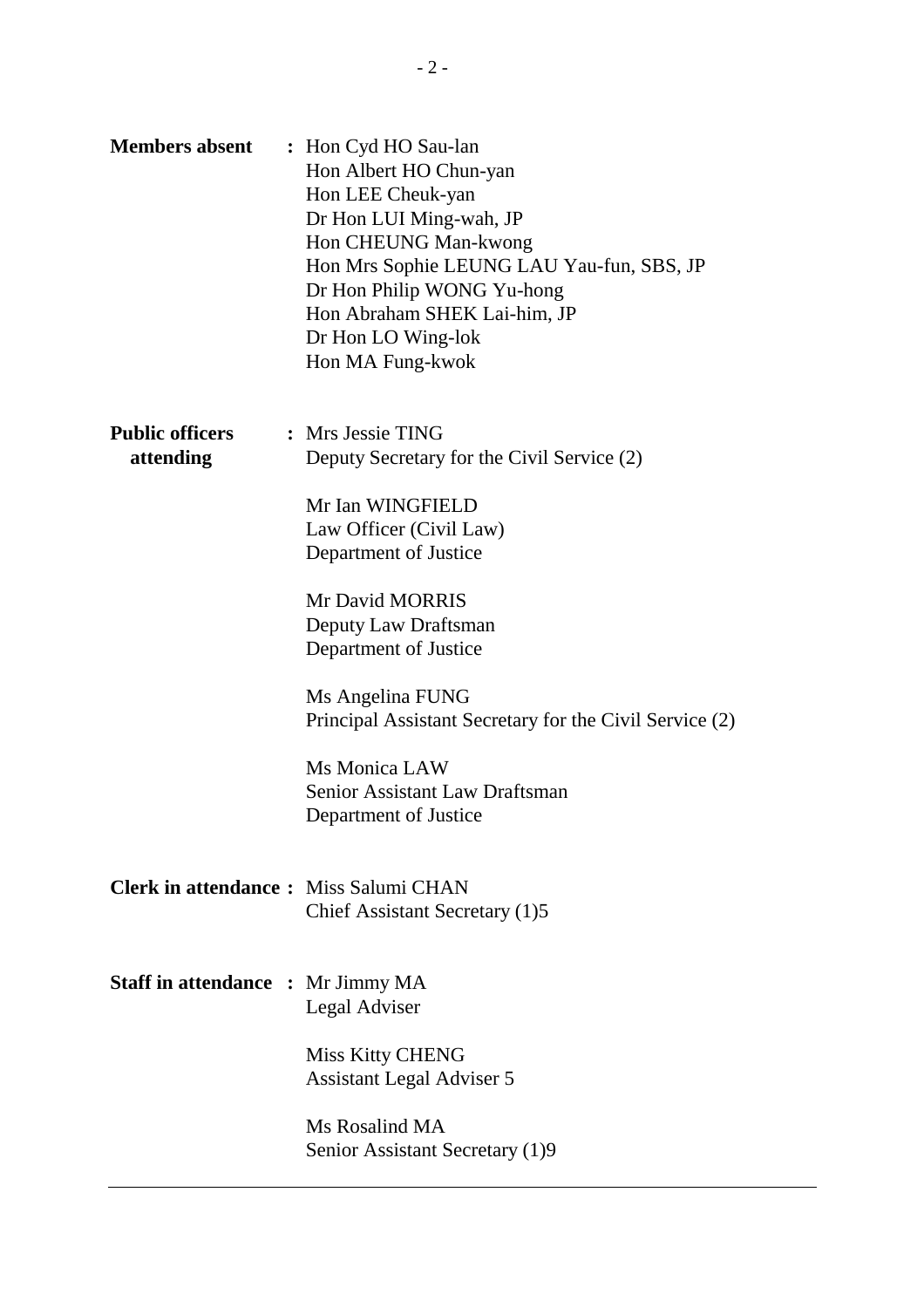**Members absent** : Hon Cyd HO Sau-lan
Hon Albert HO Chun-yan
Hon LEE Cheuk-yan
Dr Hon LUI Ming-wah, JP
Hon CHEUNG Man-kwong
Hon Mrs Sophie LEUNG LAU Yau-fun, SBS, JP
Dr Hon Philip WONG Yu-hong
Hon Abraham SHEK Lai-him, JP
Dr Hon LO Wing-lok
Hon MA Fung-kwok

**Public officers attending** : Mrs Jessie TING
Deputy Secretary for the Civil Service (2)

Mr Ian WINGFIELD
Law Officer (Civil Law)
Department of Justice

Mr David MORRIS
Deputy Law Draftsman
Department of Justice

Ms Angelina FUNG
Principal Assistant Secretary for the Civil Service (2)

Ms Monica LAW
Senior Assistant Law Draftsman
Department of Justice

**Clerk in attendance** : Miss Salumi CHAN
Chief Assistant Secretary (1)5

**Staff in attendance** : Mr Jimmy MA
Legal Adviser

Miss Kitty CHENG
Assistant Legal Adviser 5

Ms Rosalind MA
Senior Assistant Secretary (1)9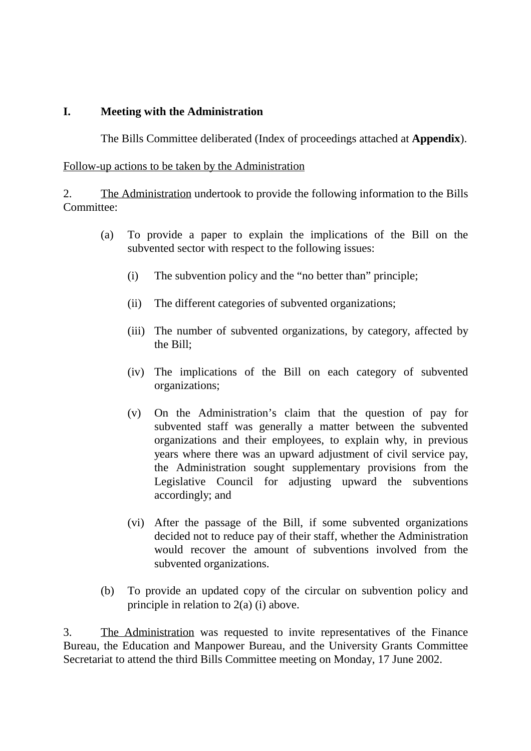## I. Meeting with the Administration

The Bills Committee deliberated (Index of proceedings attached at **Appendix**).

<u>Follow-up actions to be taken by the Administration</u>

2. <u>The Administration</u> undertook to provide the following information to the Bills Committee:

(a) To provide a paper to explain the implications of the Bill on the subvented sector with respect to the following issues:

   (i) The subvention policy and the "no better than" principle;

   (ii) The different categories of subvented organizations;

   (iii) The number of subvented organizations, by category, affected by the Bill;

   (iv) The implications of the Bill on each category of subvented organizations;

   (v) On the Administration's claim that the question of pay for subvented staff was generally a matter between the subvented organizations and their employees, to explain why, in previous years where there was an upward adjustment of civil service pay, the Administration sought supplementary provisions from the Legislative Council for adjusting upward the subventions accordingly; and

   (vi) After the passage of the Bill, if some subvented organizations decided not to reduce pay of their staff, whether the Administration would recover the amount of subventions involved from the subvented organizations.

(b) To provide an updated copy of the circular on subvention policy and principle in relation to 2(a) (i) above.

3. <u>The Administration</u> was requested to invite representatives of the Finance Bureau, the Education and Manpower Bureau, and the University Grants Committee Secretariat to attend the third Bills Committee meeting on Monday, 17 June 2002.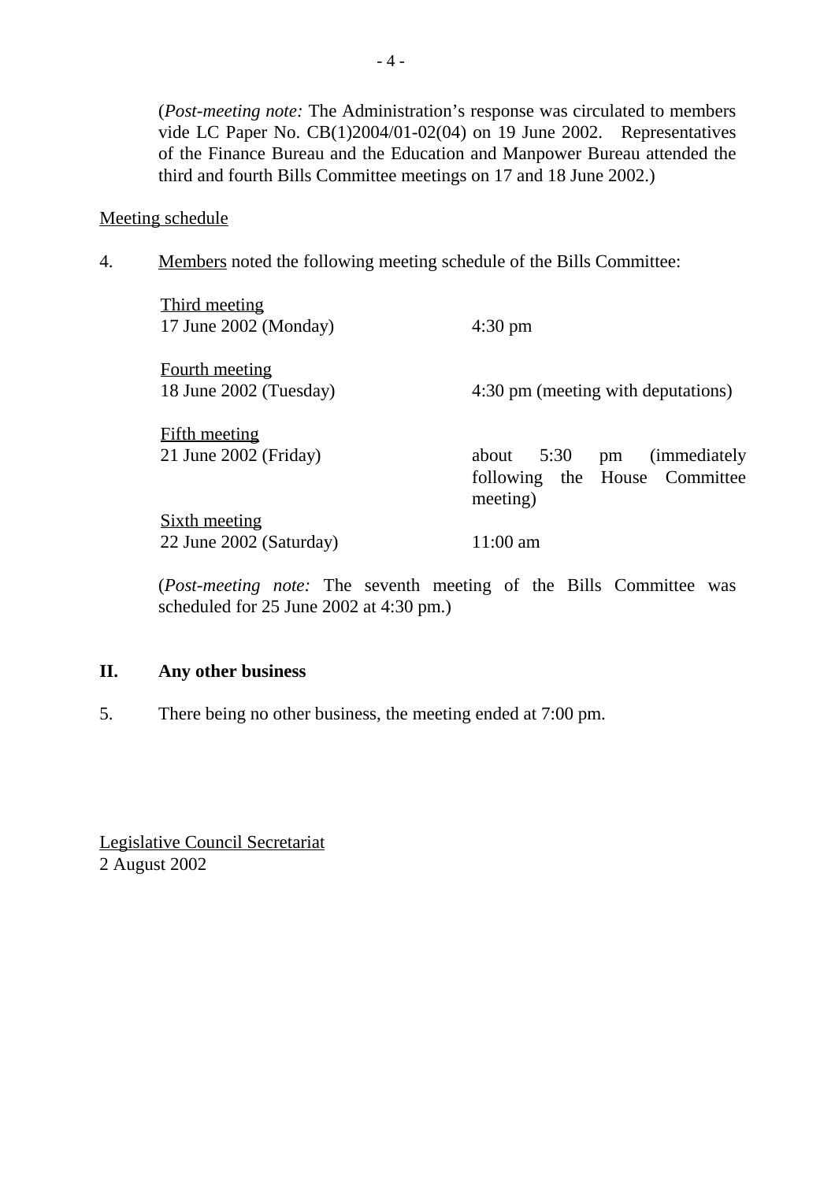(*Post-meeting note:* The Administration's response was circulated to members vide LC Paper No. CB(1)2004/01-02(04) on 19 June 2002. Representatives of the Finance Bureau and the Education and Manpower Bureau attended the third and fourth Bills Committee meetings on 17 and 18 June 2002.)

Meeting schedule

4. Members noted the following meeting schedule of the Bills Committee:

| | |
|---|---|
| Third meeting<br>17 June 2002 (Monday) | 4:30 pm |
| Fourth meeting<br>18 June 2002 (Tuesday) | 4:30 pm (meeting with deputations) |
| Fifth meeting<br>21 June 2002 (Friday) | about 5:30 pm (immediately following the House Committee meeting) |
| Sixth meeting<br>22 June 2002 (Saturday) | 11:00 am |

(*Post-meeting note:* The seventh meeting of the Bills Committee was scheduled for 25 June 2002 at 4:30 pm.)

**II. Any other business**

5. There being no other business, the meeting ended at 7:00 pm.

Legislative Council Secretariat
2 August 2002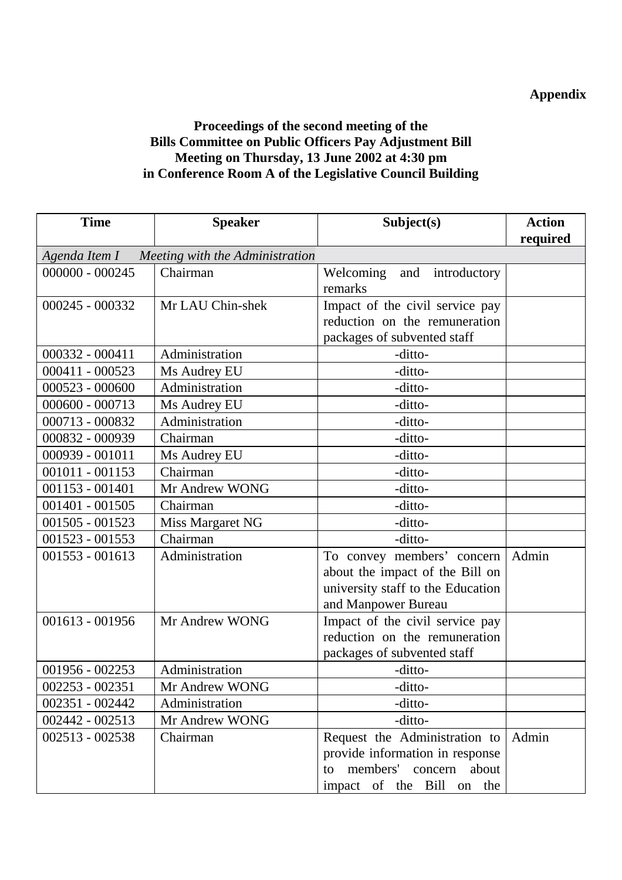**Appendix**

**Proceedings of the second meeting of the**
**Bills Committee on Public Officers Pay Adjustment Bill**
**Meeting on Thursday, 13 June 2002 at 4:30 pm**
**in Conference Room A of the Legislative Council Building**

| Time | Speaker | Subject(s) | Action required |
|---|---|---|---|
| *Agenda Item I Meeting with the Administration* | | | |
| 000000 - 000245 | Chairman | Welcoming and introductory remarks | |
| 000245 - 000332 | Mr LAU Chin-shek | Impact of the civil service pay reduction on the remuneration packages of subvented staff | |
| 000332 - 000411 | Administration | -ditto- | |
| 000411 - 000523 | Ms Audrey EU | -ditto- | |
| 000523 - 000600 | Administration | -ditto- | |
| 000600 - 000713 | Ms Audrey EU | -ditto- | |
| 000713 - 000832 | Administration | -ditto- | |
| 000832 - 000939 | Chairman | -ditto- | |
| 000939 - 001011 | Ms Audrey EU | -ditto- | |
| 001011 - 001153 | Chairman | -ditto- | |
| 001153 - 001401 | Mr Andrew WONG | -ditto- | |
| 001401 - 001505 | Chairman | -ditto- | |
| 001505 - 001523 | Miss Margaret NG | -ditto- | |
| 001523 - 001553 | Chairman | -ditto- | |
| 001553 - 001613 | Administration | To convey members' concern about the impact of the Bill on university staff to the Education and Manpower Bureau | Admin |
| 001613 - 001956 | Mr Andrew WONG | Impact of the civil service pay reduction on the remuneration packages of subvented staff | |
| 001956 - 002253 | Administration | -ditto- | |
| 002253 - 002351 | Mr Andrew WONG | -ditto- | |
| 002351 - 002442 | Administration | -ditto- | |
| 002442 - 002513 | Mr Andrew WONG | -ditto- | |
| 002513 - 002538 | Chairman | Request the Administration to provide information in response to members' concern about impact of the Bill on the | Admin |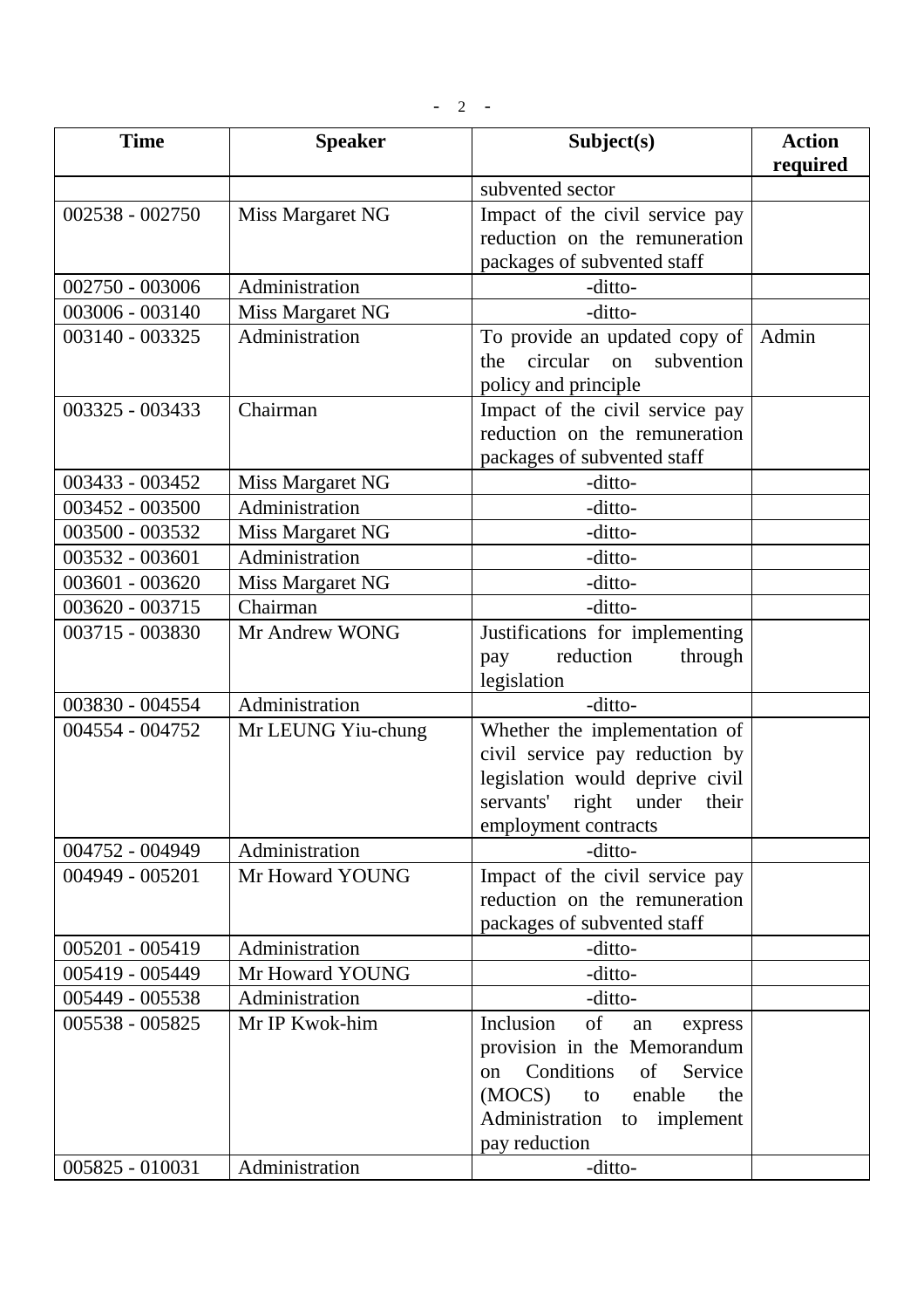| Time | Speaker | Subject(s) | Action required |
|---|---|---|---|
| | | subvented sector | |
| 002538 - 002750 | Miss Margaret NG | Impact of the civil service pay reduction on the remuneration packages of subvented staff | |
| 002750 - 003006 | Administration | -ditto- | |
| 003006 - 003140 | Miss Margaret NG | -ditto- | |
| 003140 - 003325 | Administration | To provide an updated copy of the circular on subvention policy and principle | Admin |
| 003325 - 003433 | Chairman | Impact of the civil service pay reduction on the remuneration packages of subvented staff | |
| 003433 - 003452 | Miss Margaret NG | -ditto- | |
| 003452 - 003500 | Administration | -ditto- | |
| 003500 - 003532 | Miss Margaret NG | -ditto- | |
| 003532 - 003601 | Administration | -ditto- | |
| 003601 - 003620 | Miss Margaret NG | -ditto- | |
| 003620 - 003715 | Chairman | -ditto- | |
| 003715 - 003830 | Mr Andrew WONG | Justifications for implementing pay reduction through legislation | |
| 003830 - 004554 | Administration | -ditto- | |
| 004554 - 004752 | Mr LEUNG Yiu-chung | Whether the implementation of civil service pay reduction by legislation would deprive civil servants' right under their employment contracts | |
| 004752 - 004949 | Administration | -ditto- | |
| 004949 - 005201 | Mr Howard YOUNG | Impact of the civil service pay reduction on the remuneration packages of subvented staff | |
| 005201 - 005419 | Administration | -ditto- | |
| 005419 - 005449 | Mr Howard YOUNG | -ditto- | |
| 005449 - 005538 | Administration | -ditto- | |
| 005538 - 005825 | Mr IP Kwok-him | Inclusion of an express provision in the Memorandum on Conditions of Service (MOCS) to enable the Administration to implement pay reduction | |
| 005825 - 010031 | Administration | -ditto- | |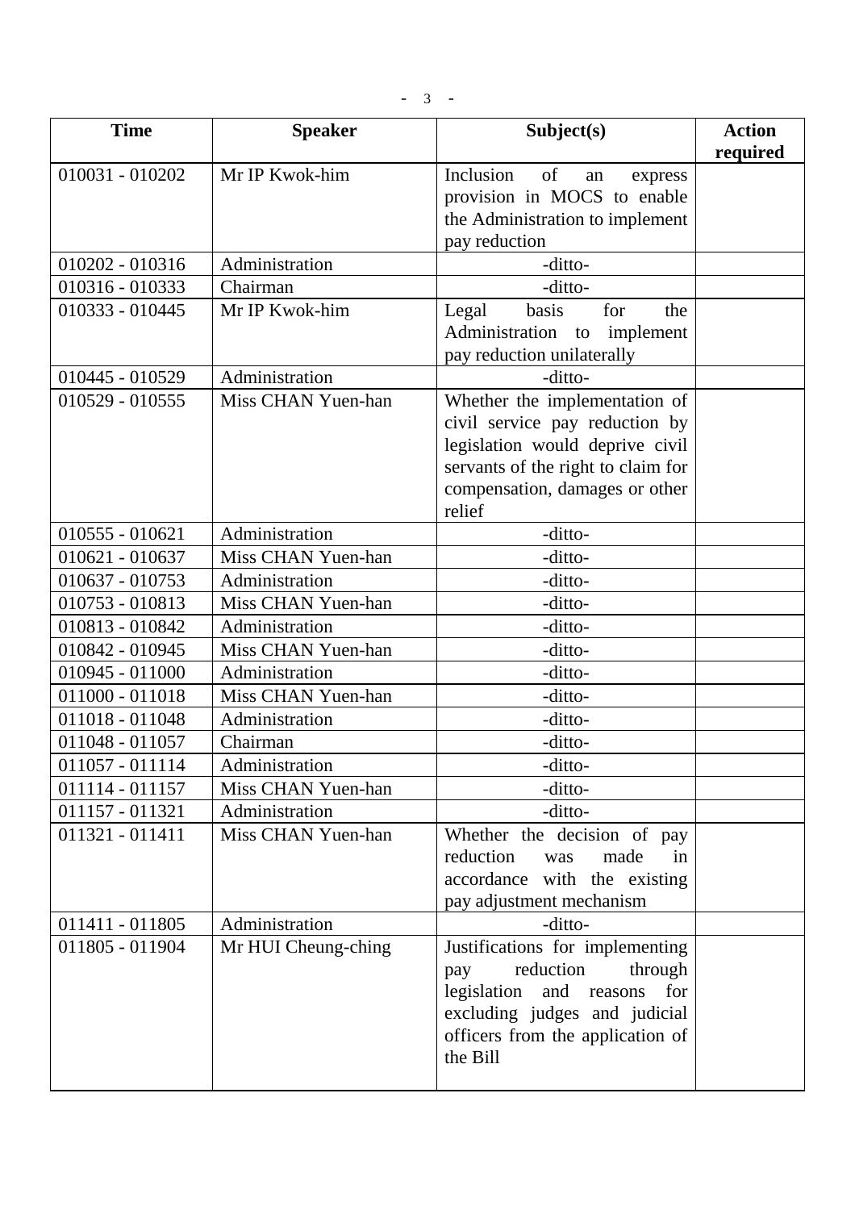| Time | Speaker | Subject(s) | Action required |
|---|---|---|---|
| 010031 - 010202 | Mr IP Kwok-him | Inclusion of an express provision in MOCS to enable the Administration to implement pay reduction | |
| 010202 - 010316 | Administration | -ditto- | |
| 010316 - 010333 | Chairman | -ditto- | |
| 010333 - 010445 | Mr IP Kwok-him | Legal basis for the Administration to implement pay reduction unilaterally | |
| 010445 - 010529 | Administration | -ditto- | |
| 010529 - 010555 | Miss CHAN Yuen-han | Whether the implementation of civil service pay reduction by legislation would deprive civil servants of the right to claim for compensation, damages or other relief | |
| 010555 - 010621 | Administration | -ditto- | |
| 010621 - 010637 | Miss CHAN Yuen-han | -ditto- | |
| 010637 - 010753 | Administration | -ditto- | |
| 010753 - 010813 | Miss CHAN Yuen-han | -ditto- | |
| 010813 - 010842 | Administration | -ditto- | |
| 010842 - 010945 | Miss CHAN Yuen-han | -ditto- | |
| 010945 - 011000 | Administration | -ditto- | |
| 011000 - 011018 | Miss CHAN Yuen-han | -ditto- | |
| 011018 - 011048 | Administration | -ditto- | |
| 011048 - 011057 | Chairman | -ditto- | |
| 011057 - 011114 | Administration | -ditto- | |
| 011114 - 011157 | Miss CHAN Yuen-han | -ditto- | |
| 011157 - 011321 | Administration | -ditto- | |
| 011321 - 011411 | Miss CHAN Yuen-han | Whether the decision of pay reduction was made in accordance with the existing pay adjustment mechanism | |
| 011411 - 011805 | Administration | -ditto- | |
| 011805 - 011904 | Mr HUI Cheung-ching | Justifications for implementing pay reduction through legislation and reasons for excluding judges and judicial officers from the application of the Bill | |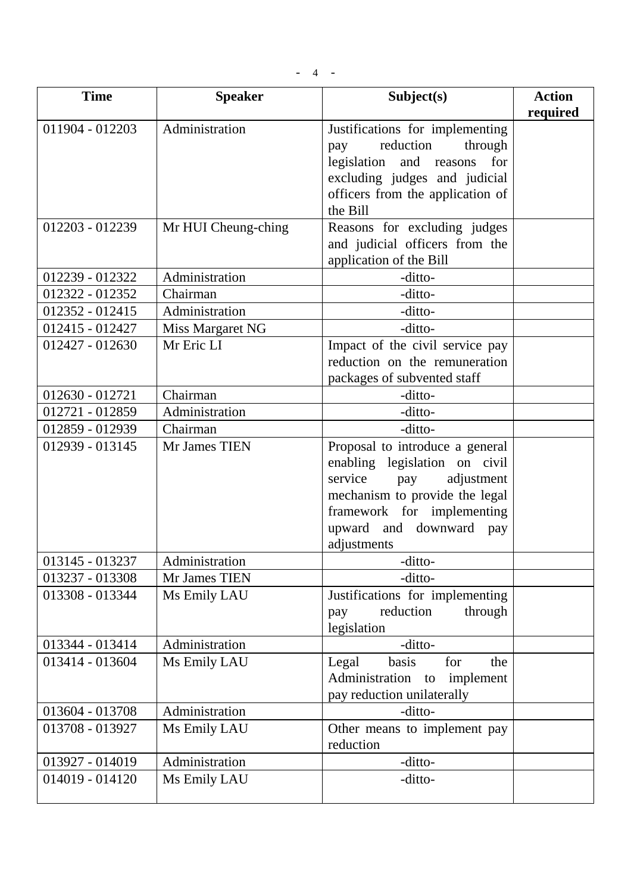| Time | Speaker | Subject(s) | Action required |
|---|---|---|---|
| 011904 - 012203 | Administration | Justifications for implementing pay reduction through legislation and reasons for excluding judges and judicial officers from the application of the Bill | |
| 012203 - 012239 | Mr HUI Cheung-ching | Reasons for excluding judges and judicial officers from the application of the Bill | |
| 012239 - 012322 | Administration | -ditto- | |
| 012322 - 012352 | Chairman | -ditto- | |
| 012352 - 012415 | Administration | -ditto- | |
| 012415 - 012427 | Miss Margaret NG | -ditto- | |
| 012427 - 012630 | Mr Eric LI | Impact of the civil service pay reduction on the remuneration packages of subvented staff | |
| 012630 - 012721 | Chairman | -ditto- | |
| 012721 - 012859 | Administration | -ditto- | |
| 012859 - 012939 | Chairman | -ditto- | |
| 012939 - 013145 | Mr James TIEN | Proposal to introduce a general enabling legislation on civil service pay adjustment mechanism to provide the legal framework for implementing upward and downward pay adjustments | |
| 013145 - 013237 | Administration | -ditto- | |
| 013237 - 013308 | Mr James TIEN | -ditto- | |
| 013308 - 013344 | Ms Emily LAU | Justifications for implementing pay reduction through legislation | |
| 013344 - 013414 | Administration | -ditto- | |
| 013414 - 013604 | Ms Emily LAU | Legal basis for the Administration to implement pay reduction unilaterally | |
| 013604 - 013708 | Administration | -ditto- | |
| 013708 - 013927 | Ms Emily LAU | Other means to implement pay reduction | |
| 013927 - 014019 | Administration | -ditto- | |
| 014019 - 014120 | Ms Emily LAU | -ditto- | |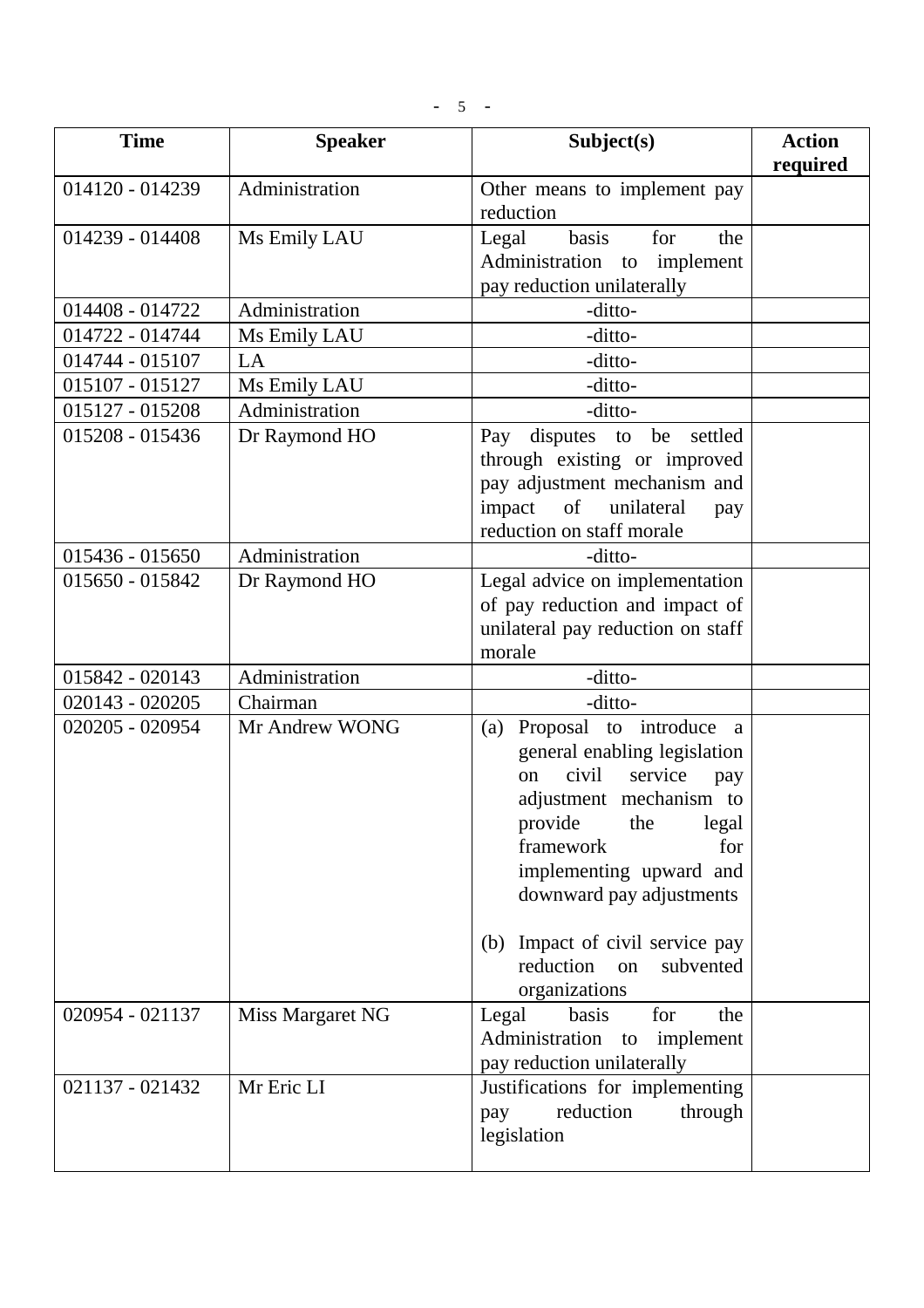| Time | Speaker | Subject(s) | Action required |
| --- | --- | --- | --- |
| 014120 - 014239 | Administration | Other means to implement pay reduction | |
| 014239 - 014408 | Ms Emily LAU | Legal basis for the Administration to implement pay reduction unilaterally | |
| 014408 - 014722 | Administration | -ditto- | |
| 014722 - 014744 | Ms Emily LAU | -ditto- | |
| 014744 - 015107 | LA | -ditto- | |
| 015107 - 015127 | Ms Emily LAU | -ditto- | |
| 015127 - 015208 | Administration | -ditto- | |
| 015208 - 015436 | Dr Raymond HO | Pay disputes to be settled through existing or improved pay adjustment mechanism and impact of unilateral pay reduction on staff morale | |
| 015436 - 015650 | Administration | -ditto- | |
| 015650 - 015842 | Dr Raymond HO | Legal advice on implementation of pay reduction and impact of unilateral pay reduction on staff morale | |
| 015842 - 020143 | Administration | -ditto- | |
| 020143 - 020205 | Chairman | -ditto- | |
| 020205 - 020954 | Mr Andrew WONG | (a) Proposal to introduce a general enabling legislation on civil service pay adjustment mechanism to provide the legal framework for implementing upward and downward pay adjustments<br><br>(b) Impact of civil service pay reduction on subvented organizations | |
| 020954 - 021137 | Miss Margaret NG | Legal basis for the Administration to implement pay reduction unilaterally | |
| 021137 - 021432 | Mr Eric LI | Justifications for implementing pay reduction through legislation | |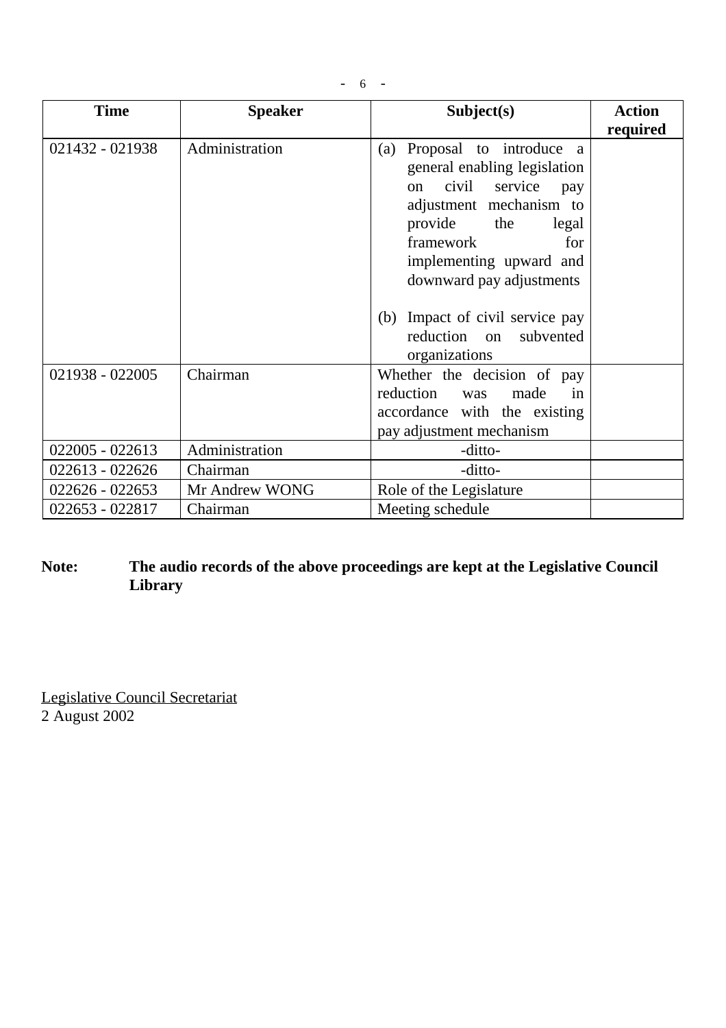| Time | Speaker | Subject(s) | Action required |
|---|---|---|---|
| 021432 - 021938 | Administration | (a) Proposal to introduce a general enabling legislation on civil service pay adjustment mechanism to provide the legal framework for implementing upward and downward pay adjustments<br><br>(b) Impact of civil service pay reduction on subvented organizations | |
| 021938 - 022005 | Chairman | Whether the decision of pay reduction was made in accordance with the existing pay adjustment mechanism | |
| 022005 - 022613 | Administration | -ditto- | |
| 022613 - 022626 | Chairman | -ditto- | |
| 022626 - 022653 | Mr Andrew WONG | Role of the Legislature | |
| 022653 - 022817 | Chairman | Meeting schedule | |

**Note:** **The audio records of the above proceedings are kept at the Legislative Council Library**

<u>Legislative Council Secretariat</u>
2 August 2002